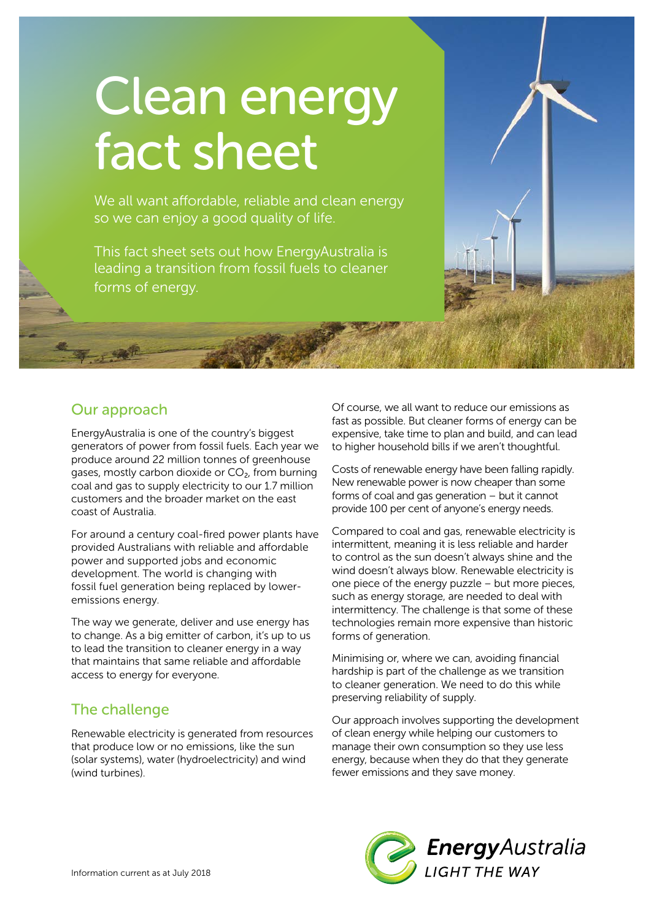# Clean energy fact sheet

We all want affordable, reliable and clean energy so we can enjoy a good quality of life.

This fact sheet sets out how EnergyAustralia is leading a transition from fossil fuels to cleaner forms of energy.

## Our approach

EnergyAustralia is one of the country's biggest generators of power from fossil fuels. Each year we produce around 22 million tonnes of greenhouse gases, mostly carbon dioxide or $CO_2$, from burning coal and gas to supply electricity to our 1.7 million customers and the broader market on the east coast of Australia.

For around a century coal-fired power plants have provided Australians with reliable and affordable power and supported jobs and economic development. The world is changing with fossil fuel generation being replaced by lower-emissions energy.

The way we generate, deliver and use energy has to change. As a big emitter of carbon, it's up to us to lead the transition to cleaner energy in a way that maintains that same reliable and affordable access to energy for everyone.

## The challenge

Renewable electricity is generated from resources that produce low or no emissions, like the sun (solar systems), water (hydroelectricity) and wind (wind turbines).

Of course, we all want to reduce our emissions as fast as possible. But cleaner forms of energy can be expensive, take time to plan and build, and can lead to higher household bills if we aren't thoughtful.

Costs of renewable energy have been falling rapidly. New renewable power is now cheaper than some forms of coal and gas generation – but it cannot provide 100 per cent of anyone's energy needs.

Compared to coal and gas, renewable electricity is intermittent, meaning it is less reliable and harder to control as the sun doesn't always shine and the wind doesn't always blow. Renewable electricity is one piece of the energy puzzle – but more pieces, such as energy storage, are needed to deal with intermittency. The challenge is that some of these technologies remain more expensive than historic forms of generation.

Minimising or, where we can, avoiding financial hardship is part of the challenge as we transition to cleaner generation. We need to do this while preserving reliability of supply.

Our approach involves supporting the development of clean energy while helping our customers to manage their own consumption so they use less energy, because when they do that they generate fewer emissions and they save money.

Information current as at July 2018

**EnergyAustralia**
LIGHT THE WAY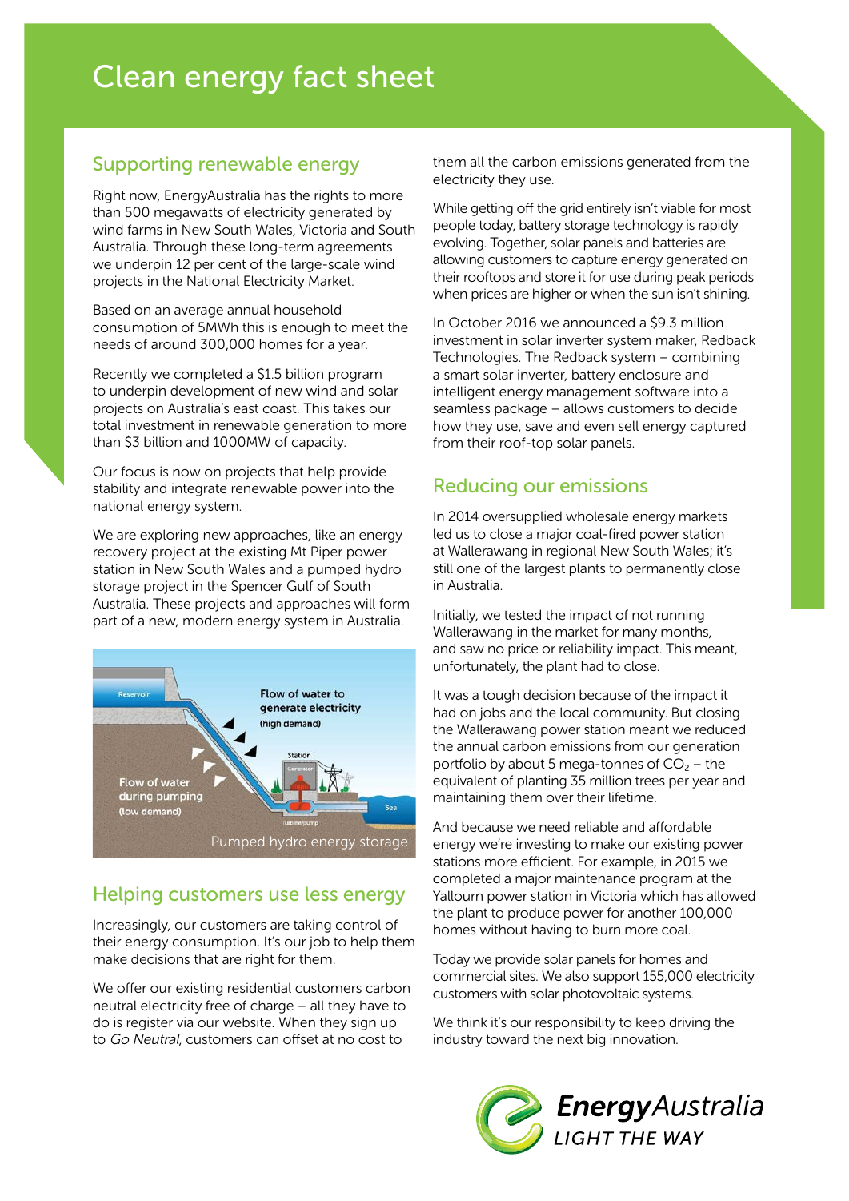# Clean energy fact sheet

## Supporting renewable energy

Right now, EnergyAustralia has the rights to more than 500 megawatts of electricity generated by wind farms in New South Wales, Victoria and South Australia. Through these long-term agreements we underpin 12 per cent of the large-scale wind projects in the National Electricity Market.

Based on an average annual household consumption of 5MWh this is enough to meet the needs of around 300,000 homes for a year.

Recently we completed a $1.5 billion program to underpin development of new wind and solar projects on Australia's east coast. This takes our total investment in renewable generation to more than $3 billion and 1000MW of capacity.

Our focus is now on projects that help provide stability and integrate renewable power into the national energy system.

We are exploring new approaches, like an energy recovery project at the existing Mt Piper power station in New South Wales and a pumped hydro storage project in the Spencer Gulf of South Australia. These projects and approaches will form part of a new, modern energy system in Australia.

Pumped hydro energy storage

## Helping customers use less energy

Increasingly, our customers are taking control of their energy consumption. It's our job to help them make decisions that are right for them.

We offer our existing residential customers carbon neutral electricity free of charge – all they have to do is register via our website. When they sign up to *Go Neutral*, customers can offset at no cost to them all the carbon emissions generated from the electricity they use.

While getting off the grid entirely isn't viable for most people today, battery storage technology is rapidly evolving. Together, solar panels and batteries are allowing customers to capture energy generated on their rooftops and store it for use during peak periods when prices are higher or when the sun isn't shining.

In October 2016 we announced a $9.3 million investment in solar inverter system maker, Redback Technologies. The Redback system – combining a smart solar inverter, battery enclosure and intelligent energy management software into a seamless package – allows customers to decide how they use, save and even sell energy captured from their roof-top solar panels.

## Reducing our emissions

In 2014 oversupplied wholesale energy markets led us to close a major coal-fired power station at Wallerawang in regional New South Wales; it's still one of the largest plants to permanently close in Australia.

Initially, we tested the impact of not running Wallerawang in the market for many months, and saw no price or reliability impact. This meant, unfortunately, the plant had to close.

It was a tough decision because of the impact it had on jobs and the local community. But closing the Wallerawang power station meant we reduced the annual carbon emissions from our generation portfolio by about 5 mega-tonnes of $CO_2$ – the equivalent of planting 35 million trees per year and maintaining them over their lifetime.

And because we need reliable and affordable energy we're investing to make our existing power stations more efficient. For example, in 2015 we completed a major maintenance program at the Yallourn power station in Victoria which has allowed the plant to produce power for another 100,000 homes without having to burn more coal.

Today we provide solar panels for homes and commercial sites. We also support 155,000 electricity customers with solar photovoltaic systems.

We think it's our responsibility to keep driving the industry toward the next big innovation.

EnergyAustralia
LIGHT THE WAY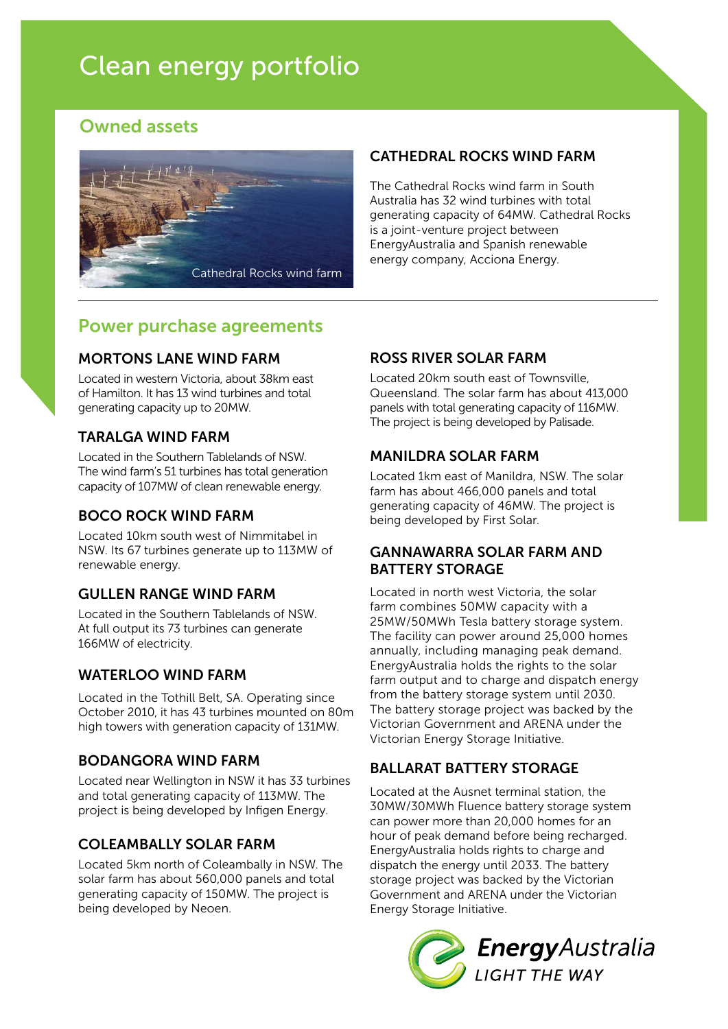# Clean energy portfolio

## Owned assets

Cathedral Rocks wind farm

### CATHEDRAL ROCKS WIND FARM

The Cathedral Rocks wind farm in South Australia has 32 wind turbines with total generating capacity of 64MW. Cathedral Rocks is a joint-venture project between EnergyAustralia and Spanish renewable energy company, Acciona Energy.

## Power purchase agreements

### MORTONS LANE WIND FARM

Located in western Victoria, about 38km east of Hamilton. It has 13 wind turbines and total generating capacity up to 20MW.

### TARALGA WIND FARM

Located in the Southern Tablelands of NSW. The wind farm's 51 turbines has total generation capacity of 107MW of clean renewable energy.

### BOCO ROCK WIND FARM

Located 10km south west of Nimmitabel in NSW. Its 67 turbines generate up to 113MW of renewable energy.

### GULLEN RANGE WIND FARM

Located in the Southern Tablelands of NSW. At full output its 73 turbines can generate 166MW of electricity.

### WATERLOO WIND FARM

Located in the Tothill Belt, SA. Operating since October 2010, it has 43 turbines mounted on 80m high towers with generation capacity of 131MW.

### BODANGORA WIND FARM

Located near Wellington in NSW it has 33 turbines and total generating capacity of 113MW. The project is being developed by Infigen Energy.

### COLEAMBALLY SOLAR FARM

Located 5km north of Coleambally in NSW. The solar farm has about 560,000 panels and total generating capacity of 150MW. The project is being developed by Neoen.

### ROSS RIVER SOLAR FARM

Located 20km south east of Townsville, Queensland. The solar farm has about 413,000 panels with total generating capacity of 116MW. The project is being developed by Palisade.

### MANILDRA SOLAR FARM

Located 1km east of Manildra, NSW. The solar farm has about 466,000 panels and total generating capacity of 46MW. The project is being developed by First Solar.

### GANNAWARRA SOLAR FARM AND BATTERY STORAGE

Located in north west Victoria, the solar farm combines 50MW capacity with a 25MW/50MWh Tesla battery storage system. The facility can power around 25,000 homes annually, including managing peak demand. EnergyAustralia holds the rights to the solar farm output and to charge and dispatch energy from the battery storage system until 2030. The battery storage project was backed by the Victorian Government and ARENA under the Victorian Energy Storage Initiative.

### BALLARAT BATTERY STORAGE

Located at the Ausnet terminal station, the 30MW/30MWh Fluence battery storage system can power more than 20,000 homes for an hour of peak demand before being recharged. EnergyAustralia holds rights to charge and dispatch the energy until 2033. The battery storage project was backed by the Victorian Government and ARENA under the Victorian Energy Storage Initiative.

EnergyAustralia
LIGHT THE WAY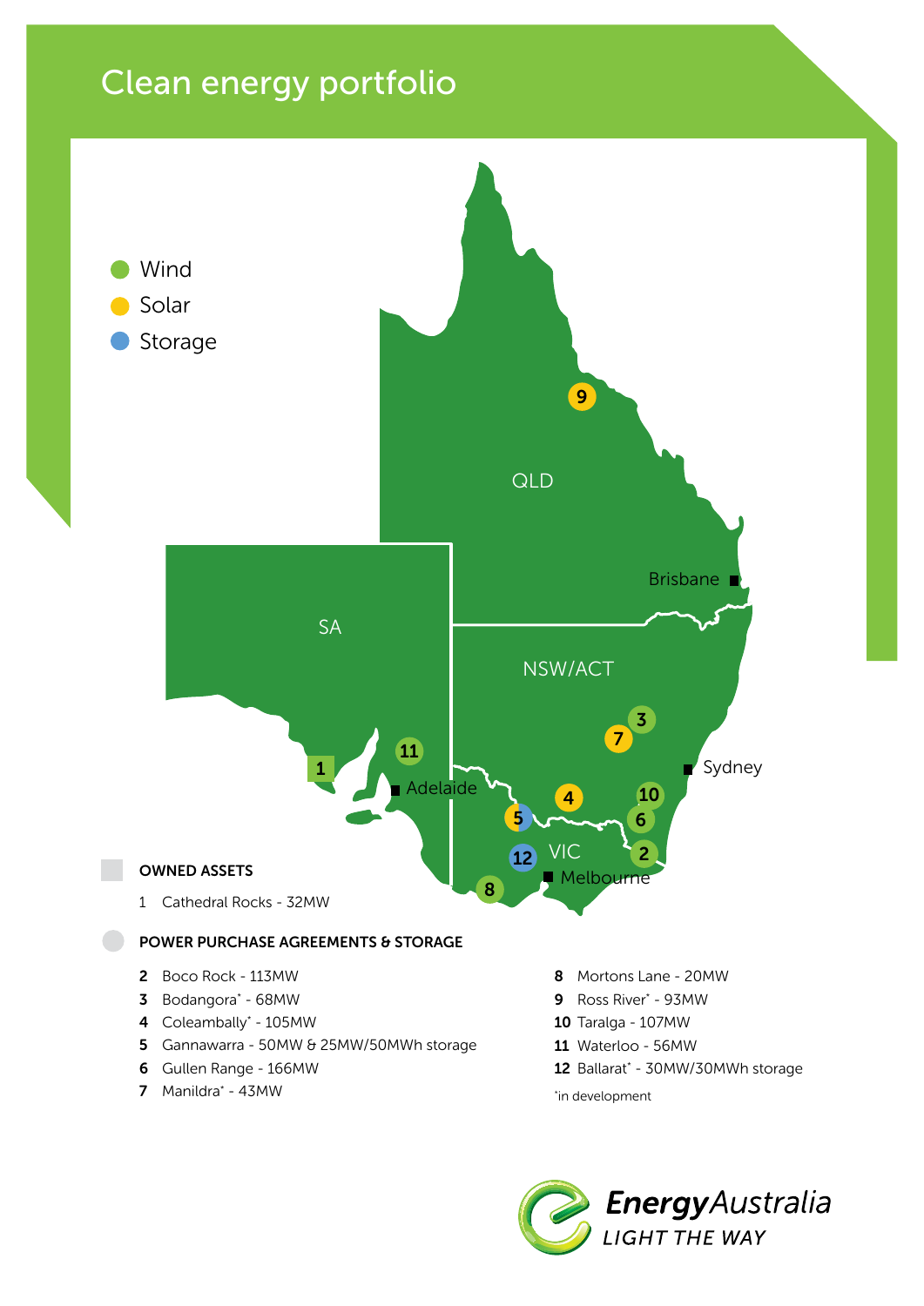# Clean energy portfolio

Wind
Solar
Storage

QLD
SA
NSW/ACT
VIC
Brisbane
Sydney
Adelaide
Melbourne

**OWNED ASSETS**

1 Cathedral Rocks - 32MW

**POWER PURCHASE AGREEMENTS & STORAGE**

2 Boco Rock - 113MW
3 Bodangora* - 68MW
4 Coleambally* - 105MW
5 Gannawarra - 50MW & 25MW/50MWh storage
6 Gullen Range - 166MW
7 Manildra* - 43MW
8 Mortons Lane - 20MW
9 Ross River* - 93MW
10 Taralga - 107MW
11 Waterloo - 56MW
12 Ballarat* - 30MW/30MWh storage

*in development

EnergyAustralia
LIGHT THE WAY